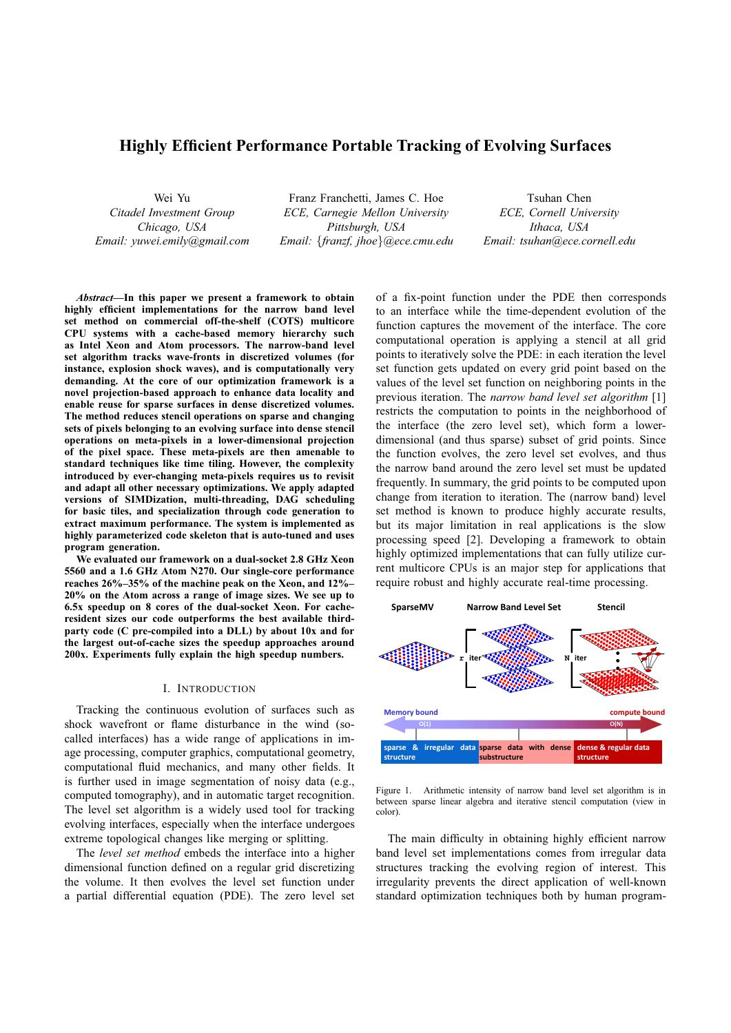# Highly Efficient Performance Portable Tracking of Evolving Surfaces

Wei Yu
*Citadel Investment Group*
*Chicago, USA*
*Email: yuwei.emily@gmail.com*

Franz Franchetti, James C. Hoe
*ECE, Carnegie Mellon University*
*Pittsburgh, USA*
*Email: {franzf, jhoe}@ece.cmu.edu*

Tsuhan Chen
*ECE, Cornell University*
*Ithaca, USA*
*Email: tsuhan@ece.cornell.edu*

***Abstract*—In this paper we present a framework to obtain highly efficient implementations for the narrow band level set method on commercial off-the-shelf (COTS) multicore CPU systems with a cache-based memory hierarchy such as Intel Xeon and Atom processors. The narrow-band level set algorithm tracks wave-fronts in discretized volumes (for instance, explosion shock waves), and is computationally very demanding. At the core of our optimization framework is a novel projection-based approach to enhance data locality and enable reuse for sparse surfaces in dense discretized volumes. The method reduces stencil operations on sparse and changing sets of pixels belonging to an evolving surface into dense stencil operations on meta-pixels in a lower-dimensional projection of the pixel space. These meta-pixels are then amenable to standard techniques like time tiling. However, the complexity introduced by ever-changing meta-pixels requires us to revisit and adapt all other necessary optimizations. We apply adapted versions of SIMDization, multi-threading, DAG scheduling for basic tiles, and specialization through code generation to extract maximum performance. The system is implemented as highly parameterized code skeleton that is auto-tuned and uses program generation.**

**We evaluated our framework on a dual-socket 2.8 GHz Xeon 5560 and a 1.6 GHz Atom N270. Our single-core performance reaches 26%–35% of the machine peak on the Xeon, and 12%–20% on the Atom across a range of image sizes. We see up to 6.5x speedup on 8 cores of the dual-socket Xeon. For cache-resident sizes our code outperforms the best available third-party code (C pre-compiled into a DLL) by about 10x and for the largest out-of-cache sizes the speedup approaches around 200x. Experiments fully explain the high speedup numbers.**

## I. Introduction

Tracking the continuous evolution of surfaces such as shock wavefront or flame disturbance in the wind (so-called interfaces) has a wide range of applications in image processing, computer graphics, computational geometry, computational fluid mechanics, and many other fields. It is further used in image segmentation of noisy data (e.g., computed tomography), and in automatic target recognition. The level set algorithm is a widely used tool for tracking evolving interfaces, especially when the interface undergoes extreme topological changes like merging or splitting.

The *level set method* embeds the interface into a higher dimensional function defined on a regular grid discretizing the volume. It then evolves the level set function under a partial differential equation (PDE). The zero level set of a fix-point function under the PDE then corresponds to an interface while the time-dependent evolution of the function captures the movement of the interface. The core computational operation is applying a stencil at all grid points to iteratively solve the PDE: in each iteration the level set function gets updated on every grid point based on the values of the level set function on neighboring points in the previous iteration. The *narrow band level set algorithm* [1] restricts the computation to points in the neighborhood of the interface (the zero level set), which form a lower-dimensional (and thus sparse) subset of grid points. Since the function evolves, the zero level set evolves, and thus the narrow band around the zero level set must be updated frequently. In summary, the grid points to be computed upon change from iteration to iteration. The (narrow band) level set method is known to produce highly accurate results, but its major limitation in real applications is the slow processing speed [2]. Developing a framework to obtain highly optimized implementations that can fully utilize current multicore CPUs is an major step for applications that require robust and highly accurate real-time processing.

SparseMV

Narrow Band Level Set

Stencil

r iter

N iter

Memory bound

compute bound

O(1)

O(N)

sparse & irregular data structure

sparse data with dense substructure

dense & regular data structure

Figure 1. Arithmetic intensity of narrow band level set algorithm is in between sparse linear algebra and iterative stencil computation (view in color).

The main difficulty in obtaining highly efficient narrow band level set implementations comes from irregular data structures tracking the evolving region of interest. This irregularity prevents the direct application of well-known standard optimization techniques both by human program-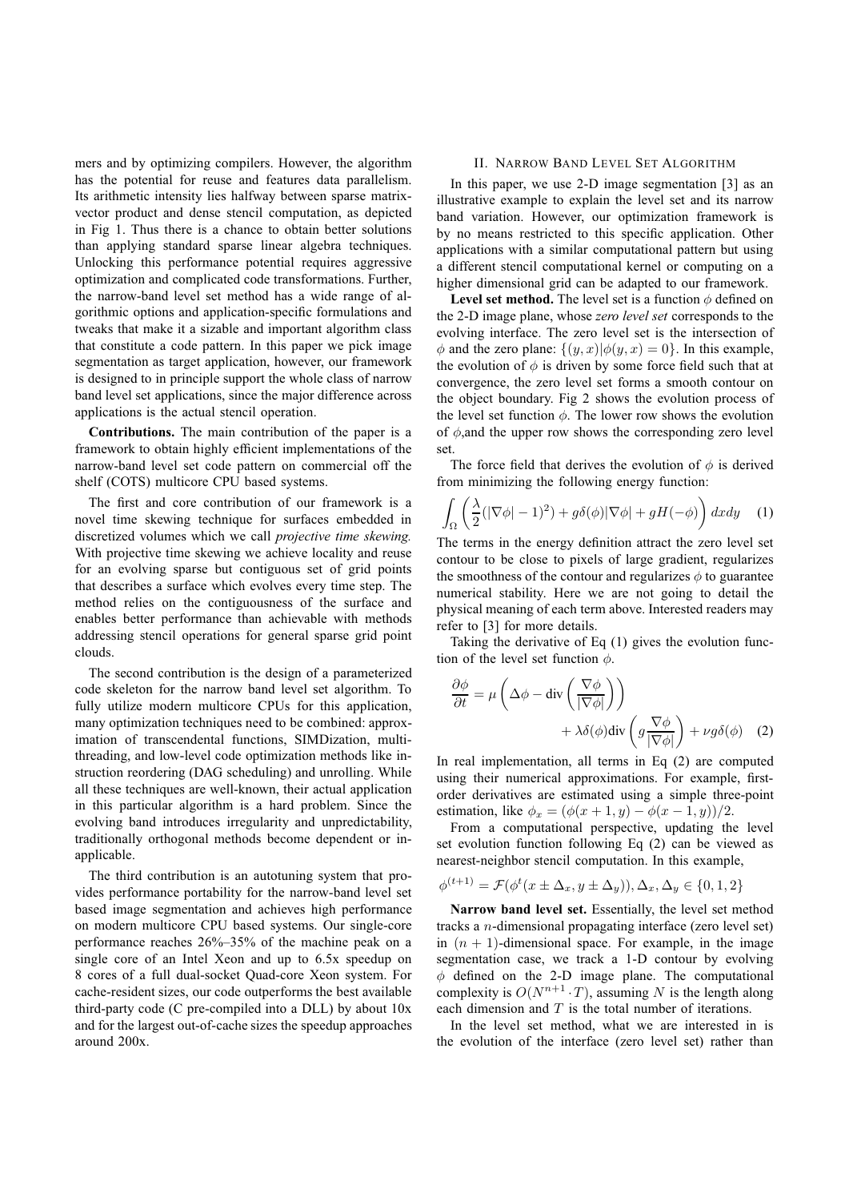mers and by optimizing compilers. However, the algorithm has the potential for reuse and features data parallelism. Its arithmetic intensity lies halfway between sparse matrix-vector product and dense stencil computation, as depicted in Fig 1. Thus there is a chance to obtain better solutions than applying standard sparse linear algebra techniques. Unlocking this performance potential requires aggressive optimization and complicated code transformations. Further, the narrow-band level set method has a wide range of algorithmic options and application-specific formulations and tweaks that make it a sizable and important algorithm class that constitute a code pattern. In this paper we pick image segmentation as target application, however, our framework is designed to in principle support the whole class of narrow band level set applications, since the major difference across applications is the actual stencil operation.

**Contributions.** The main contribution of the paper is a framework to obtain highly efficient implementations of the narrow-band level set code pattern on commercial off the shelf (COTS) multicore CPU based systems.

The first and core contribution of our framework is a novel time skewing technique for surfaces embedded in discretized volumes which we call *projective time skewing.* With projective time skewing we achieve locality and reuse for an evolving sparse but contiguous set of grid points that describes a surface which evolves every time step. The method relies on the contiguousness of the surface and enables better performance than achievable with methods addressing stencil operations for general sparse grid point clouds.

The second contribution is the design of a parameterized code skeleton for the narrow band level set algorithm. To fully utilize modern multicore CPUs for this application, many optimization techniques need to be combined: approximation of transcendental functions, SIMDization, multithreading, and low-level code optimization methods like instruction reordering (DAG scheduling) and unrolling. While all these techniques are well-known, their actual application in this particular algorithm is a hard problem. Since the evolving band introduces irregularity and unpredictability, traditionally orthogonal methods become dependent or inapplicable.

The third contribution is an autotuning system that provides performance portability for the narrow-band level set based image segmentation and achieves high performance on modern multicore CPU based systems. Our single-core performance reaches 26%–35% of the machine peak on a single core of an Intel Xeon and up to 6.5x speedup on 8 cores of a full dual-socket Quad-core Xeon system. For cache-resident sizes, our code outperforms the best available third-party code (C pre-compiled into a DLL) by about 10x and for the largest out-of-cache sizes the speedup approaches around 200x.

## II. Narrow Band Level Set Algorithm

In this paper, we use 2-D image segmentation [3] as an illustrative example to explain the level set and its narrow band variation. However, our optimization framework is by no means restricted to this specific application. Other applications with a similar computational pattern but using a different stencil computational kernel or computing on a higher dimensional grid can be adapted to our framework.

**Level set method.** The level set is a function $\phi$ defined on the 2-D image plane, whose *zero level set* corresponds to the evolving interface. The zero level set is the intersection of $\phi$ and the zero plane: $\{(y, x)|\phi(y, x) = 0\}$. In this example, the evolution of $\phi$ is driven by some force field such that at convergence, the zero level set forms a smooth contour on the object boundary. Fig 2 shows the evolution process of the level set function $\phi$. The lower row shows the evolution of $\phi$,and the upper row shows the corresponding zero level set.

The force field that derives the evolution of $\phi$ is derived from minimizing the following energy function:

$$\int_{\Omega} \left( \frac{\lambda}{2}(|\nabla\phi| - 1)^2) + g\delta(\phi)|\nabla\phi| + gH(-\phi) \right) dxdy \quad (1)$$

The terms in the energy definition attract the zero level set contour to be close to pixels of large gradient, regularizes the smoothness of the contour and regularizes $\phi$ to guarantee numerical stability. Here we are not going to detail the physical meaning of each term above. Interested readers may refer to [3] for more details.

Taking the derivative of Eq (1) gives the evolution function of the level set function $\phi$.

$$\frac{\partial\phi}{\partial t} = \mu\left(\Delta\phi - \text{div}\left(\frac{\nabla\phi}{|\nabla\phi|}\right)\right) + \lambda\delta(\phi)\text{div}\left(g\frac{\nabla\phi}{|\nabla\phi|}\right) + \nu g\delta(\phi) \quad (2)$$

In real implementation, all terms in Eq (2) are computed using their numerical approximations. For example, first-order derivatives are estimated using a simple three-point estimation, like $\phi_x = (\phi(x+1, y) - \phi(x-1, y))/2$.

From a computational perspective, updating the level set evolution function following Eq (2) can be viewed as nearest-neighbor stencil computation. In this example,

$$\phi^{(t+1)} = \mathcal{F}(\phi^t(x \pm \Delta_x, y \pm \Delta_y)), \Delta_x, \Delta_y \in \{0, 1, 2\}$$

**Narrow band level set.** Essentially, the level set method tracks a $n$-dimensional propagating interface (zero level set) in $(n + 1)$-dimensional space. For example, in the image segmentation case, we track a 1-D contour by evolving $\phi$ defined on the 2-D image plane. The computational complexity is $O(N^{n+1} \cdot T)$, assuming $N$ is the length along each dimension and $T$ is the total number of iterations.

In the level set method, what we are interested in is the evolution of the interface (zero level set) rather than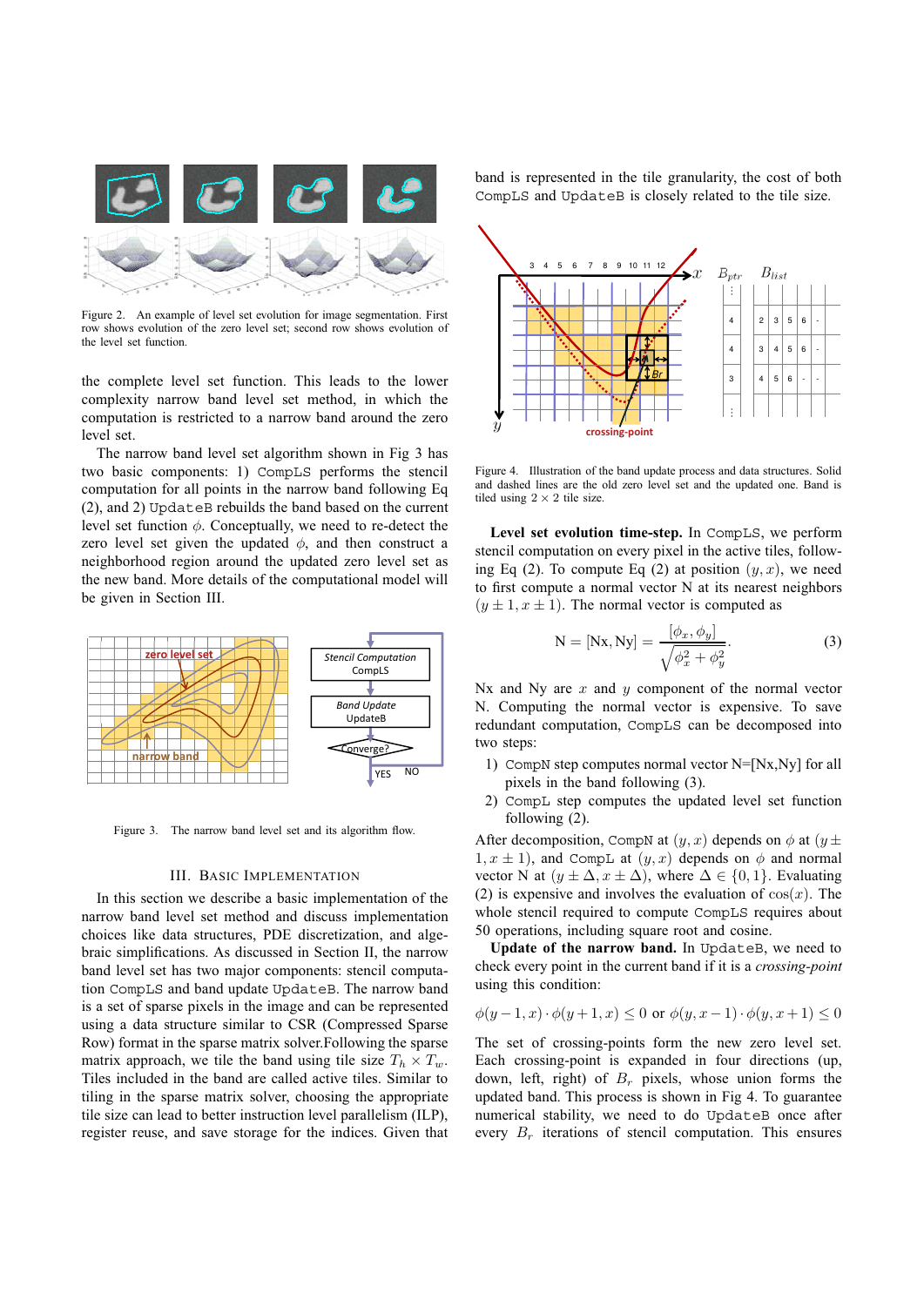Figure 2. An example of level set evolution for image segmentation. First row shows evolution of the zero level set; second row shows evolution of the level set function.

the complete level set function. This leads to the lower complexity narrow band level set method, in which the computation is restricted to a narrow band around the zero level set.

The narrow band level set algorithm shown in Fig 3 has two basic components: 1) CompLS performs the stencil computation for all points in the narrow band following Eq (2), and 2) UpdateB rebuilds the band based on the current level set function $\phi$. Conceptually, we need to re-detect the zero level set given the updated $\phi$, and then construct a neighborhood region around the updated zero level set as the new band. More details of the computational model will be given in Section III.

Figure 3. The narrow band level set and its algorithm flow.

## III. Basic Implementation

In this section we describe a basic implementation of the narrow band level set method and discuss implementation choices like data structures, PDE discretization, and algebraic simplifications. As discussed in Section II, the narrow band level set has two major components: stencil computation CompLS and band update UpdateB. The narrow band is a set of sparse pixels in the image and can be represented using a data structure similar to CSR (Compressed Sparse Row) format in the sparse matrix solver.Following the sparse matrix approach, we tile the band using tile size $T_h \times T_w$. Tiles included in the band are called active tiles. Similar to tiling in the sparse matrix solver, choosing the appropriate tile size can lead to better instruction level parallelism (ILP), register reuse, and save storage for the indices. Given that band is represented in the tile granularity, the cost of both CompLS and UpdateB is closely related to the tile size.

Figure 4. Illustration of the band update process and data structures. Solid and dashed lines are the old zero level set and the updated one. Band is tiled using $2 \times 2$ tile size.

**Level set evolution time-step.** In CompLS, we perform stencil computation on every pixel in the active tiles, following Eq (2). To compute Eq (2) at position $(y, x)$, we need to first compute a normal vector N at its nearest neighbors $(y \pm 1, x \pm 1)$. The normal vector is computed as

$$\mathrm{N} = [\mathrm{Nx}, \mathrm{Ny}] = \frac{[\phi_x, \phi_y]}{\sqrt{\phi_x^2 + \phi_y^2}}. \tag{3}$$

Nx and Ny are $x$ and $y$ component of the normal vector N. Computing the normal vector is expensive. To save redundant computation, CompLS can be decomposed into two steps:

1) CompN step computes normal vector N=[Nx,Ny] for all pixels in the band following (3).
2) CompL step computes the updated level set function following (2).

After decomposition, CompN at $(y, x)$ depends on $\phi$ at $(y \pm 1, x \pm 1)$, and CompL at $(y, x)$ depends on $\phi$ and normal vector N at $(y \pm \Delta, x \pm \Delta)$, where $\Delta \in \{0, 1\}$. Evaluating (2) is expensive and involves the evaluation of $\cos(x)$. The whole stencil required to compute CompLS requires about 50 operations, including square root and cosine.

**Update of the narrow band.** In UpdateB, we need to check every point in the current band if it is a *crossing-point* using this condition:

$$\phi(y-1, x) \cdot \phi(y+1, x) \leq 0 \text{ or } \phi(y, x-1) \cdot \phi(y, x+1) \leq 0$$

The set of crossing-points form the new zero level set. Each crossing-point is expanded in four directions (up, down, left, right) of $B_r$ pixels, whose union forms the updated band. This process is shown in Fig 4. To guarantee numerical stability, we need to do UpdateB once after every $B_r$ iterations of stencil computation. This ensures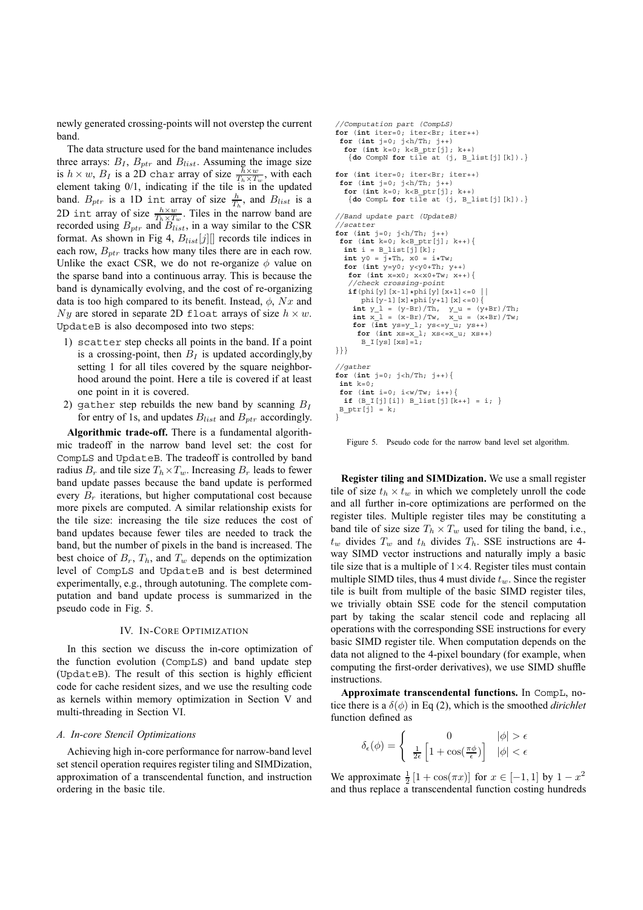newly generated crossing-points will not overstep the current band.

The data structure used for the band maintenance includes three arrays: $B_I$, $B_{ptr}$ and $B_{list}$. Assuming the image size is $h \times w$, $B_I$ is a 2D char array of size $\frac{h \times w}{T_h \times T_w}$, with each element taking 0/1, indicating if the tile is in the updated band. $B_{ptr}$ is a 1D int array of size $\frac{h}{T_h}$, and $B_{list}$ is a 2D int array of size $\frac{h \times w}{T_h \times T_w}$. Tiles in the narrow band are recorded using $B_{ptr}$ and $B_{list}$, in a way similar to the CSR format. As shown in Fig 4, $B_{list}[j][]$ records tile indices in each row, $B_{ptr}$ tracks how many tiles there are in each row. Unlike the exact CSR, we do not re-organize $\phi$ value on the sparse band into a continuous array. This is because the band is dynamically evolving, and the cost of re-organizing data is too high compared to its benefit. Instead, $\phi$, $Nx$ and $Ny$ are stored in separate 2D float arrays of size $h \times w$. UpdateB is also decomposed into two steps:

1) scatter step checks all points in the band. If a point is a crossing-point, then $B_I$ is updated accordingly,by setting 1 for all tiles covered by the square neighborhood around the point. Here a tile is covered if at least one point in it is covered.
2) gather step rebuilds the new band by scanning $B_I$ for entry of 1s, and updates $B_{list}$ and $B_{ptr}$ accordingly.

**Algorithmic trade-off.** There is a fundamental algorithmic tradeoff in the narrow band level set: the cost for CompLS and UpdateB. The tradeoff is controlled by band radius $B_r$ and tile size $T_h \times T_w$. Increasing $B_r$ leads to fewer band update passes because the band update is performed every $B_r$ iterations, but higher computational cost because more pixels are computed. A similar relationship exists for the tile size: increasing the tile size reduces the cost of band updates because fewer tiles are needed to track the band, but the number of pixels in the band is increased. The best choice of $B_r$, $T_h$, and $T_w$ depends on the optimization level of CompLS and UpdateB and is best determined experimentally, e.g., through autotuning. The complete computation and band update process is summarized in the pseudo code in Fig. 5.

```
//Computation part (CompLS)
for (int iter=0; iter<Br; iter++)
 for (int j=0; j<h/Th; j++)
  for (int k=0; k<B_ptr[j]; k++)
   {do CompN for tile at (j, B_list[j][k]).}

for (int iter=0; iter<Br; iter++)
 for (int j=0; j<h/Th; j++)
  for (int k=0; k<B_ptr[j]; k++)
   {do CompL for tile at (j, B_list[j][k]).}

//Band update part (UpdateB)
//scatter
for (int j=0; j<h/Th; j++)
 for (int k=0; k<B_ptr[j]; k++){
  int i = B_list[j][k];
  int y0 = j*Th, x0 = i*Tw;
  for (int y=y0; y<y0+Th; y++)
   for (int x=x0; x<x0+Tw; x++){
   //check crossing-point
   if(phi[y][x-1]*phi[y][x+1]<=0 ||
      phi[y-1][x]*phi[y+1][x]<=0){
    int y_l = (y-Br)/Th,  y_u = (y+Br)/Th;
    int x_l = (x-Br)/Tw,  x_u = (x+Br)/Tw;
    for (int ys=y_l; ys<=y_u; ys++)
     for (int xs=x_l; xs<=x_u; xs++)
      B_I[ys][xs]=1;
}}}

//gather
for (int j=0; j<h/Th; j++){
 int k=0;
 for (int i=0; i<w/Tw; i++){
  if (B_I[j][i]) B_list[j][k++] = i; }
 B_ptr[j] = k;
}
```

Figure 5. Pseudo code for the narrow band level set algorithm.

## IV. In-Core Optimization

In this section we discuss the in-core optimization of the function evolution (CompLS) and band update step (UpdateB). The result of this section is highly efficient code for cache resident sizes, and we use the resulting code as kernels within memory optimization in Section V and multi-threading in Section VI.

### A. In-core Stencil Optimizations

Achieving high in-core performance for narrow-band level set stencil operation requires register tiling and SIMDization, approximation of a transcendental function, and instruction ordering in the basic tile.

**Register tiling and SIMDization.** We use a small register tile of size $t_h \times t_w$ in which we completely unroll the code and all further in-core optimizations are performed on the register tiles. Multiple register tiles may be constituting a band tile of size size $T_h \times T_w$ used for tiling the band, i.e., $t_w$ divides $T_w$ and $t_h$ divides $T_h$. SSE instructions are 4-way SIMD vector instructions and naturally imply a basic tile size that is a multiple of $1 \times 4$. Register tiles must contain multiple SIMD tiles, thus 4 must divide $t_w$. Since the register tile is built from multiple of the basic SIMD register tiles, we trivially obtain SSE code for the stencil computation part by taking the scalar stencil code and replacing all operations with the corresponding SSE instructions for every basic SIMD register tile. When computation depends on the data not aligned to the 4-pixel boundary (for example, when computing the first-order derivatives), we use SIMD shuffle instructions.

**Approximate transcendental functions.** In CompL, notice there is a $\delta(\phi)$ in Eq (2), which is the smoothed *dirichlet* function defined as

$$\delta_\epsilon(\phi) = \begin{cases} 0 & |\phi| > \epsilon \\ \frac{1}{2\epsilon}\left[1 + \cos(\frac{\pi\phi}{\epsilon})\right] & |\phi| < \epsilon \end{cases}$$

We approximate $\frac{1}{2}\left[1 + \cos(\pi x)\right]$ for $x \in [-1, 1]$ by $1 - x^2$ and thus replace a transcendental function costing hundreds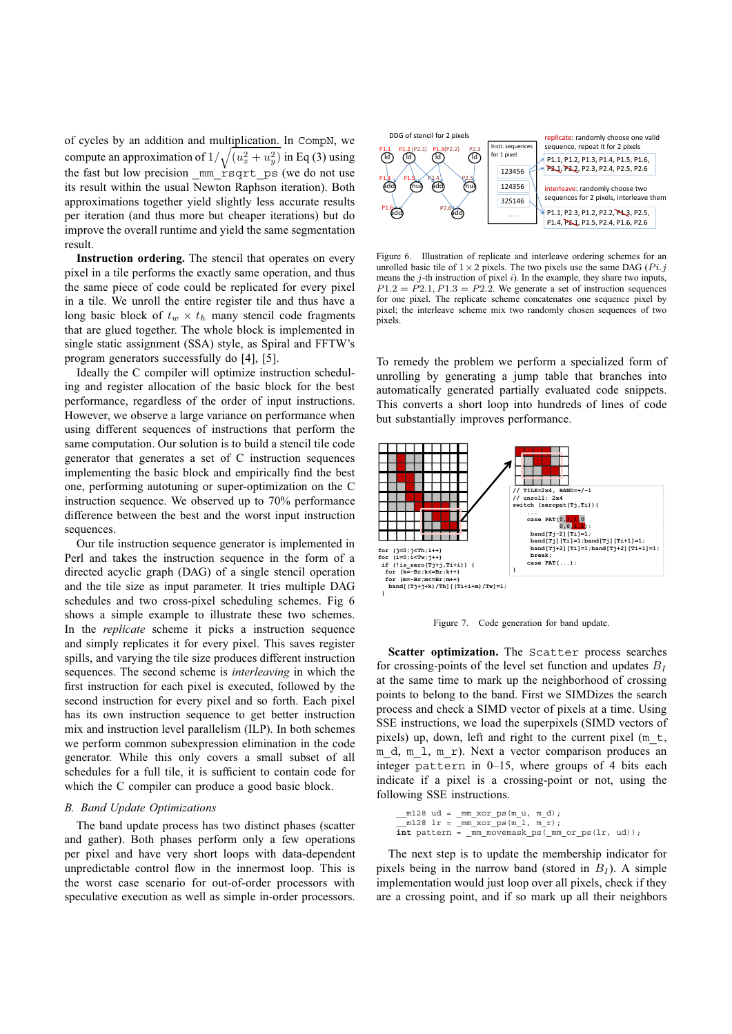of cycles by an addition and multiplication. In CompN, we compute an approximation of $1/\sqrt{(u_x^2 + u_y^2)}$ in Eq (3) using the fast but low precision _mm_rsqrt_ps (we do not use its result within the usual Newton Raphson iteration). Both approximations together yield slightly less accurate results per iteration (and thus more but cheaper iterations) but do improve the overall runtime and yield the same segmentation result.

**Instruction ordering.** The stencil that operates on every pixel in a tile performs the exactly same operation, and thus the same piece of code could be replicated for every pixel in a tile. We unroll the entire register tile and thus have a long basic block of $t_w \times t_h$ many stencil code fragments that are glued together. The whole block is implemented in single static assignment (SSA) style, as Spiral and FFTW's program generators successfully do [4], [5].

Ideally the C compiler will optimize instruction scheduling and register allocation of the basic block for the best performance, regardless of the order of input instructions. However, we observe a large variance on performance when using different sequences of instructions that perform the same computation. Our solution is to build a stencil tile code generator that generates a set of C instruction sequences implementing the basic block and empirically find the best one, performing autotuning or super-optimization on the C instruction sequence. We observed up to 70% performance difference between the best and the worst input instruction sequences.

Our tile instruction sequence generator is implemented in Perl and takes the instruction sequence in the form of a directed acyclic graph (DAG) of a single stencil operation and the tile size as input parameter. It tries multiple DAG schedules and two cross-pixel scheduling schemes. Fig 6 shows a simple example to illustrate these two schemes. In the *replicate* scheme it picks a instruction sequence and simply replicates it for every pixel. This saves register spills, and varying the tile size produces different instruction sequences. The second scheme is *interleaving* in which the first instruction for each pixel is executed, followed by the second instruction for every pixel and so forth. Each pixel has its own instruction sequence to get better instruction mix and instruction level parallelism (ILP). In both schemes we perform common subexpression elimination in the code generator. While this only covers a small subset of all schedules for a full tile, it is sufficient to contain code for which the C compiler can produce a good basic block.

### B. Band Update Optimizations

The band update process has two distinct phases (scatter and gather). Both phases perform only a few operations per pixel and have very short loops with data-dependent unpredictable control flow in the innermost loop. This is the worst case scenario for out-of-order processors with speculative execution as well as simple in-order processors.

DDG of stencil for 2 pixels

P1.1 P1.2 (P2.1) P1.3(P2.2) P2.3

ld ld ld ld

P1.4 P1.5 P2.4 P2.5

add mul add mul

P1.6 P2.6

add add

Instr. sequences for 1 pixel

123456

124356

325146

......

replicate: randomly choose one valid sequence, repeat it for 2 pixels

P1.1, P1.2, P1.3, P1.4, P1.5, P1.6, P2.1, P2.2, P2.3, P2.4, P2.5, P2.6

interleave: randomly choose two sequences for 2 pixels, interleave them

P1.1, P2.3, P1.2, P2.2, P1.3, P2.5, P1.4, P2.1, P1.5, P2.4, P1.6, P2.6

Figure 6. Illustration of replicate and interleave ordering schemes for an unrolled basic tile of $1 \times 2$ pixels. The two pixels use the same DAG ($Pi.j$ means the $j$-th instruction of pixel $i$). In the example, they share two inputs, $P1.2 = P2.1$, $P1.3 = P2.2$. We generate a set of instruction sequences for one pixel. The replicate scheme concatenates one sequence pixel by pixel; the interleave scheme mix two randomly chosen sequences of two pixels.

To remedy the problem we perform a specialized form of unrolling by generating a jump table that branches into automatically generated partially evaluated code snippets. This converts a short loop into hundreds of lines of code but substantially improves performance.

```
for (j=0;j<Th;i++)
for (i=0;i<Tw;j++)
 if (!is_zero(Tj+j,Ti+i)) {
  for (k=-Br;k<=Br;k++)
  for (m=-Br;m<=Br;m++)
   band[(Tj+j+k)/Th][(Ti+i+m)/Tw]=1;
 }
```

```
// TILE=2x4, BAND=+/-1
// unroll: 2x4
switch (zeropat(Tj,Ti)){
  ...
  case PAT(0,1,1,0
           0,0,1,0):
    band[Tj-2][Ti]=1;
    band[Tj][Ti]=1;band[Tj][Ti+1]=1;
    band[Tj+2][Ti]=1;band[Tj+2][Ti+1]=1;
    break;
  case PAT(...):
}
```

Figure 7. Code generation for band update.

**Scatter optimization.** The Scatter process searches for crossing-points of the level set function and updates $B_I$ at the same time to mark up the neighborhood of crossing points to belong to the band. First we SIMDizes the search process and check a SIMD vector of pixels at a time. Using SSE instructions, we load the superpixels (SIMD vectors of pixels) up, down, left and right to the current pixel (m_t, m_d, m_l, m_r). Next a vector comparison produces an integer pattern in 0–15, where groups of 4 bits each indicate if a pixel is a crossing-point or not, using the following SSE instructions.

```
__m128 ud = _mm_xor_ps(m_u, m_d);
__m128 lr = _mm_xor_ps(m_l, m_r);
int pattern = _mm_movemask_ps(_mm_or_ps(lr, ud));
```

The next step is to update the membership indicator for pixels being in the narrow band (stored in $B_I$). A simple implementation would just loop over all pixels, check if they are a crossing point, and if so mark up all their neighbors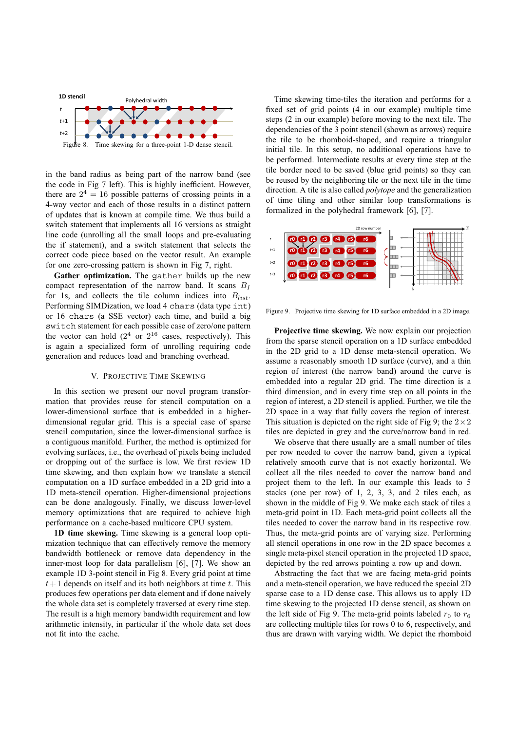Figure 8. Time skewing for a three-point 1-D dense stencil.

in the band radius as being part of the narrow band (see the code in Fig 7 left). This is highly inefficient. However, there are $2^4 = 16$ possible patterns of crossing points in a 4-way vector and each of those results in a distinct pattern of updates that is known at compile time. We thus build a switch statement that implements all 16 versions as straight line code (unrolling all the small loops and pre-evaluating the if statement), and a switch statement that selects the correct code piece based on the vector result. An example for one zero-crossing pattern is shown in Fig 7, right.

**Gather optimization.** The `gather` builds up the new compact representation of the narrow band. It scans $B_I$ for 1s, and collects the tile column indices into $B_{list}$. Performing SIMDization, we load 4 `char`s (data type `int`) or 16 `char`s (a SSE vector) each time, and build a big `switch` statement for each possible case of zero/one pattern the vector can hold ($2^4$ or $2^{16}$ cases, respectively). This is again a specialized form of unrolling requiring code generation and reduces load and branching overhead.

## V. Projective Time Skewing

In this section we present our novel program transformation that provides reuse for stencil computation on a lower-dimensional surface that is embedded in a higher-dimensional regular grid. This is a special case of sparse stencil computation, since the lower-dimensional surface is a contiguous manifold. Further, the method is optimized for evolving surfaces, i.e., the overhead of pixels being included or dropping out of the surface is low. We first review 1D time skewing, and then explain how we translate a stencil computation on a 1D surface embedded in a 2D grid into a 1D meta-stencil operation. Higher-dimensional projections can be done analogously. Finally, we discuss lower-level memory optimizations that are required to achieve high performance on a cache-based multicore CPU system.

**1D time skewing.** Time skewing is a general loop optimization technique that can effectively remove the memory bandwidth bottleneck or remove data dependency in the inner-most loop for data parallelism [6], [7]. We show an example 1D 3-point stencil in Fig 8. Every grid point at time $t+1$ depends on itself and its both neighbors at time $t$. This produces few operations per data element and if done naively the whole data set is completely traversed at every time step. The result is a high memory bandwidth requirement and low arithmetic intensity, in particular if the whole data set does not fit into the cache.

Time skewing time-tiles the iteration and performs for a fixed set of grid points (4 in our example) multiple time steps (2 in our example) before moving to the next tile. The dependencies of the 3 point stencil (shown as arrows) require the tile to be rhomboid-shaped, and require a triangular initial tile. In this setup, no additional operations have to be performed. Intermediate results at every time step at the tile border need to be saved (blue grid points) so they can be reused by the neighboring tile or the next tile in the time direction. A tile is also called *polytope* and the generalization of time tiling and other similar loop transformations is formalized in the polyhedral framework [6], [7].

Figure 9. Projective time skewing for 1D surface embedded in a 2D image.

**Projective time skewing.** We now explain our projection from the sparse stencil operation on a 1D surface embedded in the 2D grid to a 1D dense meta-stencil operation. We assume a reasonably smooth 1D surface (curve), and a thin region of interest (the narrow band) around the curve is embedded into a regular 2D grid. The time direction is a third dimension, and in every time step on all points in the region of interest, a 2D stencil is applied. Further, we tile the 2D space in a way that fully covers the region of interest. This situation is depicted on the right side of Fig 9; the $2 \times 2$ tiles are depicted in grey and the curve/narrow band in red.

We observe that there usually are a small number of tiles per row needed to cover the narrow band, given a typical relatively smooth curve that is not exactly horizontal. We collect all the tiles needed to cover the narrow band and project them to the left. In our example this leads to 5 stacks (one per row) of 1, 2, 3, 3, and 2 tiles each, as shown in the middle of Fig 9. We make each stack of tiles a meta-grid point in 1D. Each meta-grid point collects all the tiles needed to cover the narrow band in its respective row. Thus, the meta-grid points are of varying size. Performing all stencil operations in one row in the 2D space becomes a single meta-pixel stencil operation in the projected 1D space, depicted by the red arrows pointing a row up and down.

Abstracting the fact that we are facing meta-grid points and a meta-stencil operation, we have reduced the special 2D sparse case to a 1D dense case. This allows us to apply 1D time skewing to the projected 1D dense stencil, as shown on the left side of Fig 9. The meta-grid points labeled $r_0$ to $r_6$ are collecting multiple tiles for rows 0 to 6, respectively, and thus are drawn with varying width. We depict the rhomboid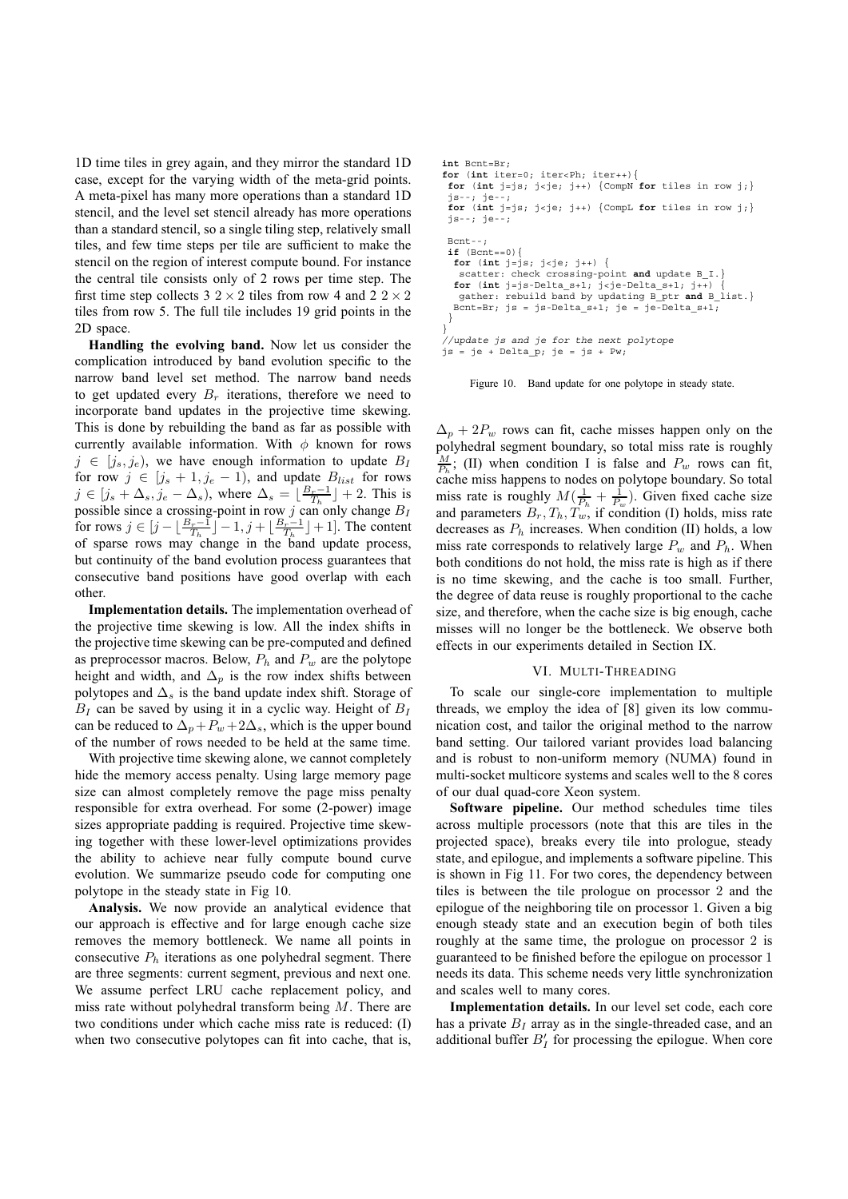1D time tiles in grey again, and they mirror the standard 1D case, except for the varying width of the meta-grid points. A meta-pixel has many more operations than a standard 1D stencil, and the level set stencil already has more operations than a standard stencil, so a single tiling step, relatively small tiles, and few time steps per tile are sufficient to make the stencil on the region of interest compute bound. For instance the central tile consists only of 2 rows per time step. The first time step collects 3 $2 \times 2$ tiles from row 4 and 2 $2 \times 2$ tiles from row 5. The full tile includes 19 grid points in the 2D space.

**Handling the evolving band.** Now let us consider the complication introduced by band evolution specific to the narrow band level set method. The narrow band needs to get updated every $B_r$ iterations, therefore we need to incorporate band updates in the projective time skewing. This is done by rebuilding the band as far as possible with currently available information. With $\phi$ known for rows $j \in [j_s, j_e)$, we have enough information to update $B_I$ for row $j \in [j_s+1, j_e-1)$, and update $B_{list}$ for rows $j \in [j_s + \Delta_s, j_e - \Delta_s)$, where $\Delta_s = \lfloor \frac{B_r-1}{T_h} \rfloor + 2$. This is possible since a crossing-point in row $j$ can only change $B_I$ for rows $j \in [j - \lfloor \frac{B_r-1}{T_h} \rfloor - 1, j + \lfloor \frac{B_r-1}{T_h} \rfloor + 1]$. The content of sparse rows may change in the band update process, but continuity of the band evolution process guarantees that consecutive band positions have good overlap with each other.

**Implementation details.** The implementation overhead of the projective time skewing is low. All the index shifts in the projective time skewing can be pre-computed and defined as preprocessor macros. Below, $P_h$ and $P_w$ are the polytope height and width, and $\Delta_p$ is the row index shifts between polytopes and $\Delta_s$ is the band update index shift. Storage of $B_I$ can be saved by using it in a cyclic way. Height of $B_I$ can be reduced to $\Delta_p + P_w + 2\Delta_s$, which is the upper bound of the number of rows needed to be held at the same time.

With projective time skewing alone, we cannot completely hide the memory access penalty. Using large memory page size can almost completely remove the page miss penalty responsible for extra overhead. For some (2-power) image sizes appropriate padding is required. Projective time skewing together with these lower-level optimizations provides the ability to achieve near fully compute bound curve evolution. We summarize pseudo code for computing one polytope in the steady state in Fig 10.

**Analysis.** We now provide an analytical evidence that our approach is effective and for large enough cache size removes the memory bottleneck. We name all points in consecutive $P_h$ iterations as one polyhedral segment. There are three segments: current segment, previous and next one. We assume perfect LRU cache replacement policy, and miss rate without polyhedral transform being $M$. There are two conditions under which cache miss rate is reduced: (I) when two consecutive polytopes can fit into cache, that is,

```
int Bcnt=Br;
for (int iter=0; iter<Ph; iter++){
 for (int j=js; j<je; j++) {CompN for tiles in row j;}
 js--; je--;
 for (int j=js; j<je; j++) {CompL for tiles in row j;}
 js--; je--;

 Bcnt--;
 if (Bcnt==0){
  for (int j=js; j<je; j++) {
   scatter: check crossing-point and update B_I.}
  for (int j=js-Delta_s+1; j<je-Delta_s+1; j++) {
   gather: rebuild band by updating B_ptr and B_list.}
  Bcnt=Br; js = js-Delta_s+1; je = je-Delta_s+1;
 }
}
//update js and je for the next polytope
js = je + Delta_p; je = js + Pw;
```

Figure 10. Band update for one polytope in steady state.

$\Delta_p + 2P_w$ rows can fit, cache misses happen only on the polyhedral segment boundary, so total miss rate is roughly $\frac{M}{P_h}$; (II) when condition I is false and $P_w$ rows can fit, cache miss happens to nodes on polytope boundary. So total miss rate is roughly $M(\frac{1}{P_h} + \frac{1}{P_w})$. Given fixed cache size and parameters $B_r, T_h, T_w$, if condition (I) holds, miss rate decreases as $P_h$ increases. When condition (II) holds, a low miss rate corresponds to relatively large $P_w$ and $P_h$. When both conditions do not hold, the miss rate is high as if there is no time skewing, and the cache is too small. Further, the degree of data reuse is roughly proportional to the cache size, and therefore, when the cache size is big enough, cache misses will no longer be the bottleneck. We observe both effects in our experiments detailed in Section IX.

## VI. Multi-Threading

To scale our single-core implementation to multiple threads, we employ the idea of [8] given its low communication cost, and tailor the original method to the narrow band setting. Our tailored variant provides load balancing and is robust to non-uniform memory (NUMA) found in multi-socket multicore systems and scales well to the 8 cores of our dual quad-core Xeon system.

**Software pipeline.** Our method schedules time tiles across multiple processors (note that this are tiles in the projected space), breaks every tile into prologue, steady state, and epilogue, and implements a software pipeline. This is shown in Fig 11. For two cores, the dependency between tiles is between the tile prologue on processor 2 and the epilogue of the neighboring tile on processor 1. Given a big enough steady state and an execution begin of both tiles roughly at the same time, the prologue on processor 2 is guaranteed to be finished before the epilogue on processor 1 needs its data. This scheme needs very little synchronization and scales well to many cores.

**Implementation details.** In our level set code, each core has a private $B_I$ array as in the single-threaded case, and an additional buffer $B_I'$ for processing the epilogue. When core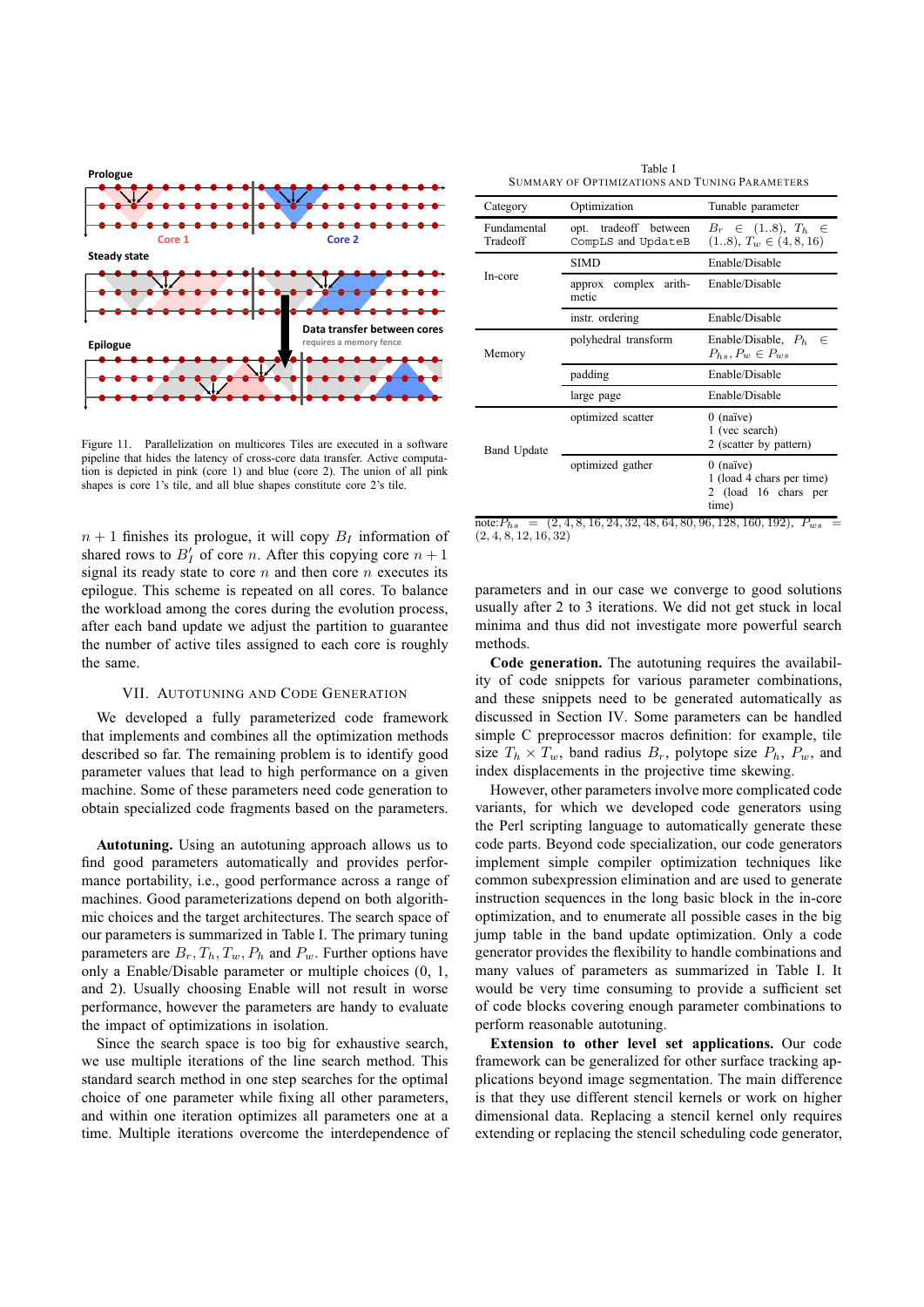Figure 11. Parallelization on multicores Tiles are executed in a software pipeline that hides the latency of cross-core data transfer. Active computation is depicted in pink (core 1) and blue (core 2). The union of all pink shapes is core 1's tile, and all blue shapes constitute core 2's tile.

$n+1$ finishes its prologue, it will copy $B_I$ information of shared rows to $B'_I$ of core $n$. After this copying core $n+1$ signal its ready state to core $n$ and then core $n$ executes its epilogue. This scheme is repeated on all cores. To balance the workload among the cores during the evolution process, after each band update we adjust the partition to guarantee the number of active tiles assigned to each core is roughly the same.

## VII. Autotuning and Code Generation

We developed a fully parameterized code framework that implements and combines all the optimization methods described so far. The remaining problem is to identify good parameter values that lead to high performance on a given machine. Some of these parameters need code generation to obtain specialized code fragments based on the parameters.

**Autotuning.** Using an autotuning approach allows us to find good parameters automatically and provides performance portability, i.e., good performance across a range of machines. Good parameterizations depend on both algorithmic choices and the target architectures. The search space of our parameters is summarized in Table I. The primary tuning parameters are $B_r, T_h, T_w, P_h$ and $P_w$. Further options have only a Enable/Disable parameter or multiple choices (0, 1, and 2). Usually choosing Enable will not result in worse performance, however the parameters are handy to evaluate the impact of optimizations in isolation.

Since the search space is too big for exhaustive search, we use multiple iterations of the line search method. This standard search method in one step searches for the optimal choice of one parameter while fixing all other parameters, and within one iteration optimizes all parameters one at a time. Multiple iterations overcome the interdependence of parameters and in our case we converge to good solutions usually after 2 to 3 iterations. We did not get stuck in local minima and thus did not investigate more powerful search methods.

Table I
Summary of Optimizations and Tuning Parameters

| Category | Optimization | Tunable parameter |
|---|---|---|
| Fundamental Tradeoff | opt. tradeoff between `CompLS` and `UpdateB` | $B_r \in (1..8)$, $T_h \in (1..8)$, $T_w \in (4, 8, 16)$ |
| In-core | SIMD | Enable/Disable |
| | approx complex arithmetic | Enable/Disable |
| | instr. ordering | Enable/Disable |
| Memory | polyhedral transform | Enable/Disable, $P_h \in P_{hs}, P_w \in P_{ws}$ |
| | padding | Enable/Disable |
| | large page | Enable/Disable |
| Band Update | optimized scatter | 0 (naïve)<br>1 (vec search)<br>2 (scatter by pattern) |
| | optimized gather | 0 (naïve)<br>1 (load 4 chars per time)<br>2 (load 16 chars per time) |

note: $P_{hs}$ = (2, 4, 8, 16, 24, 32, 48, 64, 80, 96, 128, 160, 192), $P_{ws}$ = (2, 4, 8, 12, 16, 32)

**Code generation.** The autotuning requires the availability of code snippets for various parameter combinations, and these snippets need to be generated automatically as discussed in Section IV. Some parameters can be handled simple C preprocessor macros definition: for example, tile size $T_h \times T_w$, band radius $B_r$, polytope size $P_h$, $P_w$, and index displacements in the projective time skewing.

However, other parameters involve more complicated code variants, for which we developed code generators using the Perl scripting language to automatically generate these code parts. Beyond code specialization, our code generators implement simple compiler optimization techniques like common subexpression elimination and are used to generate instruction sequences in the long basic block in the in-core optimization, and to enumerate all possible cases in the big jump table in the band update optimization. Only a code generator provides the flexibility to handle combinations and many values of parameters as summarized in Table I. It would be very time consuming to provide a sufficient set of code blocks covering enough parameter combinations to perform reasonable autotuning.

**Extension to other level set applications.** Our code framework can be generalized for other surface tracking applications beyond image segmentation. The main difference is that they use different stencil kernels or work on higher dimensional data. Replacing a stencil kernel only requires extending or replacing the stencil scheduling code generator,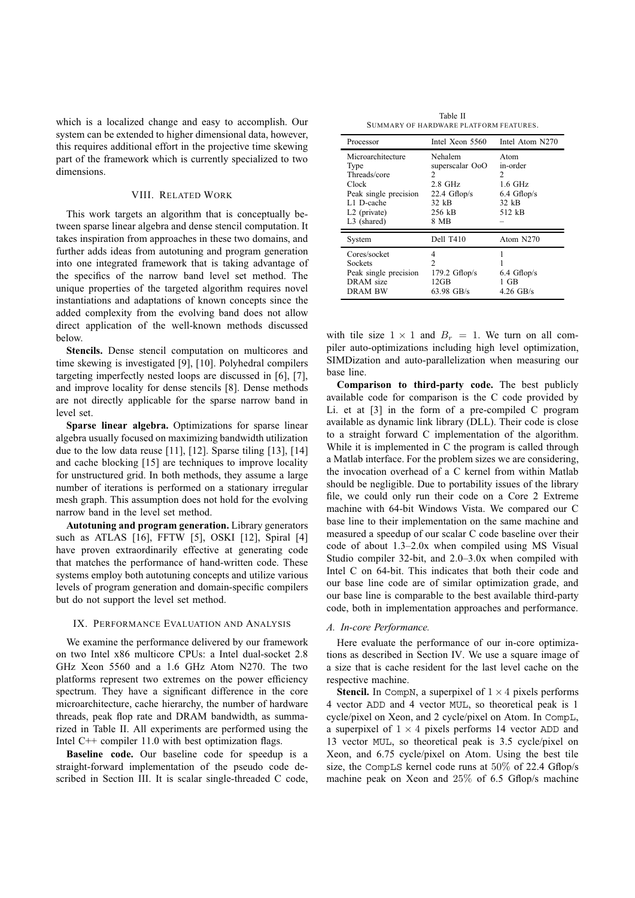which is a localized change and easy to accomplish. Our system can be extended to higher dimensional data, however, this requires additional effort in the projective time skewing part of the framework which is currently specialized to two dimensions.

## VIII. Related Work

This work targets an algorithm that is conceptually between sparse linear algebra and dense stencil computation. It takes inspiration from approaches in these two domains, and further adds ideas from autotuning and program generation into one integrated framework that is taking advantage of the specifics of the narrow band level set method. The unique properties of the targeted algorithm requires novel instantiations and adaptations of known concepts since the added complexity from the evolving band does not allow direct application of the well-known methods discussed below.

**Stencils.** Dense stencil computation on multicores and time skewing is investigated [9], [10]. Polyhedral compilers targeting imperfectly nested loops are discussed in [6], [7], and improve locality for dense stencils [8]. Dense methods are not directly applicable for the sparse narrow band in level set.

**Sparse linear algebra.** Optimizations for sparse linear algebra usually focused on maximizing bandwidth utilization due to the low data reuse [11], [12]. Sparse tiling [13], [14] and cache blocking [15] are techniques to improve locality for unstructured grid. In both methods, they assume a large number of iterations is performed on a stationary irregular mesh graph. This assumption does not hold for the evolving narrow band in the level set method.

**Autotuning and program generation.** Library generators such as ATLAS [16], FFTW [5], OSKI [12], Spiral [4] have proven extraordinarily effective at generating code that matches the performance of hand-written code. These systems employ both autotuning concepts and utilize various levels of program generation and domain-specific compilers but do not support the level set method.

## IX. Performance Evaluation and Analysis

We examine the performance delivered by our framework on two Intel x86 multicore CPUs: a Intel dual-socket 2.8 GHz Xeon 5560 and a 1.6 GHz Atom N270. The two platforms represent two extremes on the power efficiency spectrum. They have a significant difference in the core microarchitecture, cache hierarchy, the number of hardware threads, peak flop rate and DRAM bandwidth, as summarized in Table II. All experiments are performed using the Intel C++ compiler 11.0 with best optimization flags.

Table II
Summary of hardware platform features.

| Processor | Intel Xeon 5560 | Intel Atom N270 |
|---|---|---|
| Microarchitecture | Nehalem | Atom |
| Type | superscalar OoO | in-order |
| Threads/core | 2 | 2 |
| Clock | 2.8 GHz | 1.6 GHz |
| Peak single precision | 22.4 Gflop/s | 6.4 Gflop/s |
| L1 D-cache | 32 kB | 32 kB |
| L2 (private) | 256 kB | 512 kB |
| L3 (shared) | 8 MB | – |
| **System** | **Dell T410** | **Atom N270** |
| Cores/socket | 4 | 1 |
| Sockets | 2 | 1 |
| Peak single precision | 179.2 Gflop/s | 6.4 Gflop/s |
| DRAM size | 12GB | 1 GB |
| DRAM BW | 63.98 GB/s | 4.26 GB/s |

**Baseline code.** Our baseline code for speedup is a straight-forward implementation of the pseudo code described in Section III. It is scalar single-threaded C code, with tile size $1 \times 1$ and $B_r = 1$. We turn on all compiler auto-optimizations including high level optimization, SIMDization and auto-parallelization when measuring our base line.

**Comparison to third-party code.** The best publicly available code for comparison is the C code provided by Li. et at [3] in the form of a pre-compiled C program available as dynamic link library (DLL). Their code is close to a straight forward C implementation of the algorithm. While it is implemented in C the program is called through a Matlab interface. For the problem sizes we are considering, the invocation overhead of a C kernel from within Matlab should be negligible. Due to portability issues of the library file, we could only run their code on a Core 2 Extreme machine with 64-bit Windows Vista. We compared our C base line to their implementation on the same machine and measured a speedup of our scalar C code baseline over their code of about 1.3–2.0x when compiled using MS Visual Studio compiler 32-bit, and 2.0–3.0x when compiled with Intel C on 64-bit. This indicates that both their code and our base line code are of similar optimization grade, and our base line is comparable to the best available third-party code, both in implementation approaches and performance.

### A. In-core Performance.

Here evaluate the performance of our in-core optimizations as described in Section IV. We use a square image of a size that is cache resident for the last level cache on the respective machine.

**Stencil.** In `CompN`, a superpixel of $1 \times 4$ pixels performs 4 vector `ADD` and 4 vector `MUL`, so theoretical peak is 1 cycle/pixel on Xeon, and 2 cycle/pixel on Atom. In `CompL`, a superpixel of $1 \times 4$ pixels performs 14 vector `ADD` and 13 vector `MUL`, so theoretical peak is 3.5 cycle/pixel on Xeon, and 6.75 cycle/pixel on Atom. Using the best tile size, the `CompLS` kernel code runs at $50\%$ of 22.4 Gflop/s machine peak on Xeon and $25\%$ of 6.5 Gflop/s machine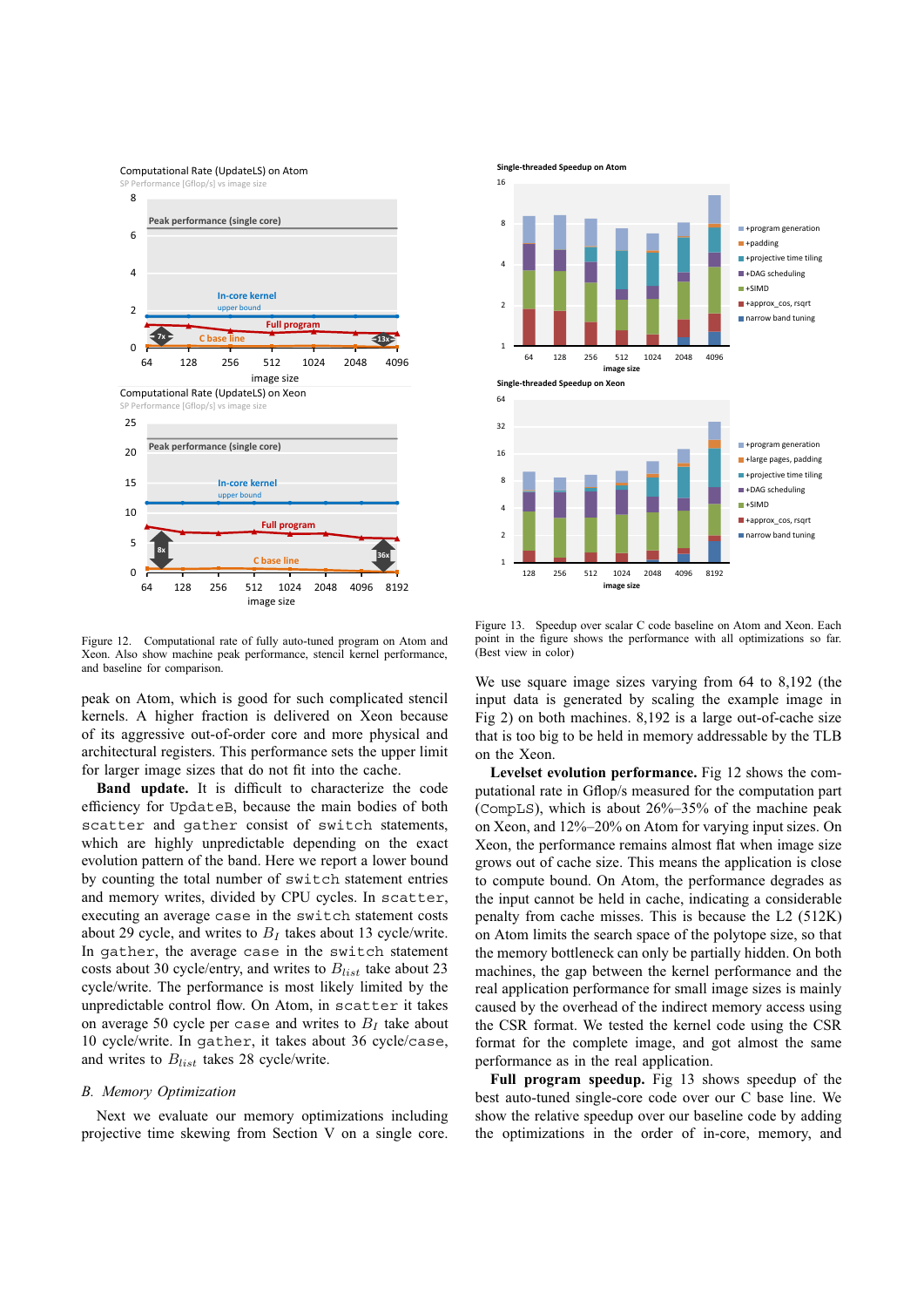Figure 12. Computational rate of fully auto-tuned program on Atom and Xeon. Also show machine peak performance, stencil kernel performance, and baseline for comparison.

Figure 13. Speedup over scalar C code baseline on Atom and Xeon. Each point in the figure shows the performance with all optimizations so far. (Best view in color)

peak on Atom, which is good for such complicated stencil kernels. A higher fraction is delivered on Xeon because of its aggressive out-of-order core and more physical and architectural registers. This performance sets the upper limit for larger image sizes that do not fit into the cache.

**Band update.** It is difficult to characterize the code efficiency for `UpdateB`, because the main bodies of both `scatter` and `gather` consist of `switch` statements, which are highly unpredictable depending on the exact evolution pattern of the band. Here we report a lower bound by counting the total number of `switch` statement entries and memory writes, divided by CPU cycles. In `scatter`, executing an average `case` in the `switch` statement costs about 29 cycle, and writes to $B_I$ takes about 13 cycle/write. In `gather`, the average `case` in the `switch` statement costs about 30 cycle/entry, and writes to $B_{list}$ take about 23 cycle/write. The performance is most likely limited by the unpredictable control flow. On Atom, in `scatter` it takes on average 50 cycle per `case` and writes to $B_I$ take about 10 cycle/write. In `gather`, it takes about 36 cycle/`case`, and writes to $B_{list}$ takes 28 cycle/write.

## B. Memory Optimization

Next we evaluate our memory optimizations including projective time skewing from Section V on a single core. We use square image sizes varying from 64 to 8,192 (the input data is generated by scaling the example image in Fig 2) on both machines. 8,192 is a large out-of-cache size that is too big to be held in memory addressable by the TLB on the Xeon.

**Levelset evolution performance.** Fig 12 shows the computational rate in Gflop/s measured for the computation part (`CompLS`), which is about 26%–35% of the machine peak on Xeon, and 12%–20% on Atom for varying input sizes. On Xeon, the performance remains almost flat when image size grows out of cache size. This means the application is close to compute bound. On Atom, the performance degrades as the input cannot be held in cache, indicating a considerable penalty from cache misses. This is because the L2 (512K) on Atom limits the search space of the polytope size, so that the memory bottleneck can only be partially hidden. On both machines, the gap between the kernel performance and the real application performance for small image sizes is mainly caused by the overhead of the indirect memory access using the CSR format. We tested the kernel code using the CSR format for the complete image, and got almost the same performance as in the real application.

**Full program speedup.** Fig 13 shows speedup of the best auto-tuned single-core code over our C base line. We show the relative speedup over our baseline code by adding the optimizations in the order of in-core, memory, and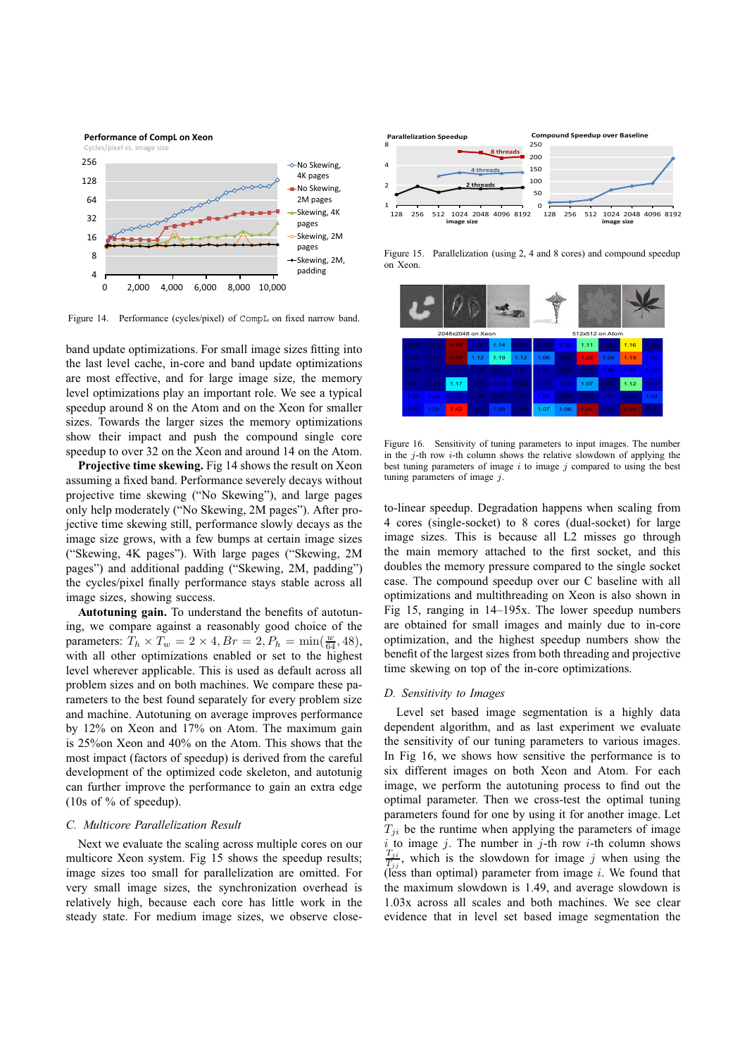Figure 14. Performance (cycles/pixel) of CompL on fixed narrow band.

band update optimizations. For small image sizes fitting into the last level cache, in-core and band update optimizations are most effective, and for large image size, the memory level optimizations play an important role. We see a typical speedup around 8 on the Atom and on the Xeon for smaller sizes. Towards the larger sizes the memory optimizations show their impact and push the compound single core speedup to over 32 on the Xeon and around 14 on the Atom.

**Projective time skewing.** Fig 14 shows the result on Xeon assuming a fixed band. Performance severely decays without projective time skewing ("No Skewing"), and large pages only help moderately ("No Skewing, 2M pages"). After projective time skewing still, performance slowly decays as the image size grows, with a few bumps at certain image sizes ("Skewing, 4K pages"). With large pages ("Skewing, 2M pages") and additional padding ("Skewing, 2M, padding") the cycles/pixel finally performance stays stable across all image sizes, showing success.

**Autotuning gain.** To understand the benefits of autotuning, we compare against a reasonably good choice of the parameters: $T_h \times T_w = 2 \times 4, Br = 2, P_h = \min(\frac{w}{64}, 48)$, with all other optimizations enabled or set to the highest level wherever applicable. This is used as default across all problem sizes and on both machines. We compare these parameters to the best found separately for every problem size and machine. Autotuning on average improves performance by 12% on Xeon and 17% on Atom. The maximum gain is 25%on Xeon and 40% on the Atom. This shows that the most impact (factors of speedup) is derived from the careful development of the optimized code skeleton, and autotuning can further improve the performance to gain an extra edge (10s of % of speedup).

### C. Multicore Parallelization Result

Next we evaluate the scaling across multiple cores on our multicore Xeon system. Fig 15 shows the speedup results; image sizes too small for parallelization are omitted. For very small image sizes, the synchronization overhead is relatively high, because each core has little work in the steady state. For medium image sizes, we observe close-to-linear speedup. Degradation happens when scaling from 4 cores (single-socket) to 8 cores (dual-socket) for large image sizes. This is because all L2 misses go through the main memory attached to the first socket, and this doubles the memory pressure compared to the single socket case. The compound speedup over our C baseline with all optimizations and multithreading on Xeon is also shown in Fig 15, ranging in 14–195x. The lower speedup numbers are obtained for small images and mainly due to in-core optimization, and the highest speedup numbers show the benefit of the large sizes from both threading and projective time skewing on top of the in-core optimizations.

Figure 15. Parallelization (using 2, 4 and 8 cores) and compound speedup on Xeon.

Figure 16. Sensitivity of tuning parameters to input images. The number in the $j$-th row $i$-th column shows the relative slowdown of applying the best tuning parameters of image $i$ to image $j$ compared to using the best tuning parameters of image $j$.

### D. Sensitivity to Images

Level set based image segmentation is a highly data dependent algorithm, and as last experiment we evaluate the sensitivity of our tuning parameters to various images. In Fig 16, we shows how sensitive the performance is to six different images on both Xeon and Atom. For each image, we perform the autotuning process to find out the optimal parameter. Then we cross-test the optimal tuning parameters found for one by using it for another image. Let $T_{ji}$ be the runtime when applying the parameters of image $i$ to image $j$. The number in $j$-th row $i$-th column shows $\frac{T_{ji}}{T_{jj}}$, which is the slowdown for image $j$ when using the (less than optimal) parameter from image $i$. We found that the maximum slowdown is 1.49, and average slowdown is 1.03x across all scales and both machines. We see clear evidence that in level set based image segmentation the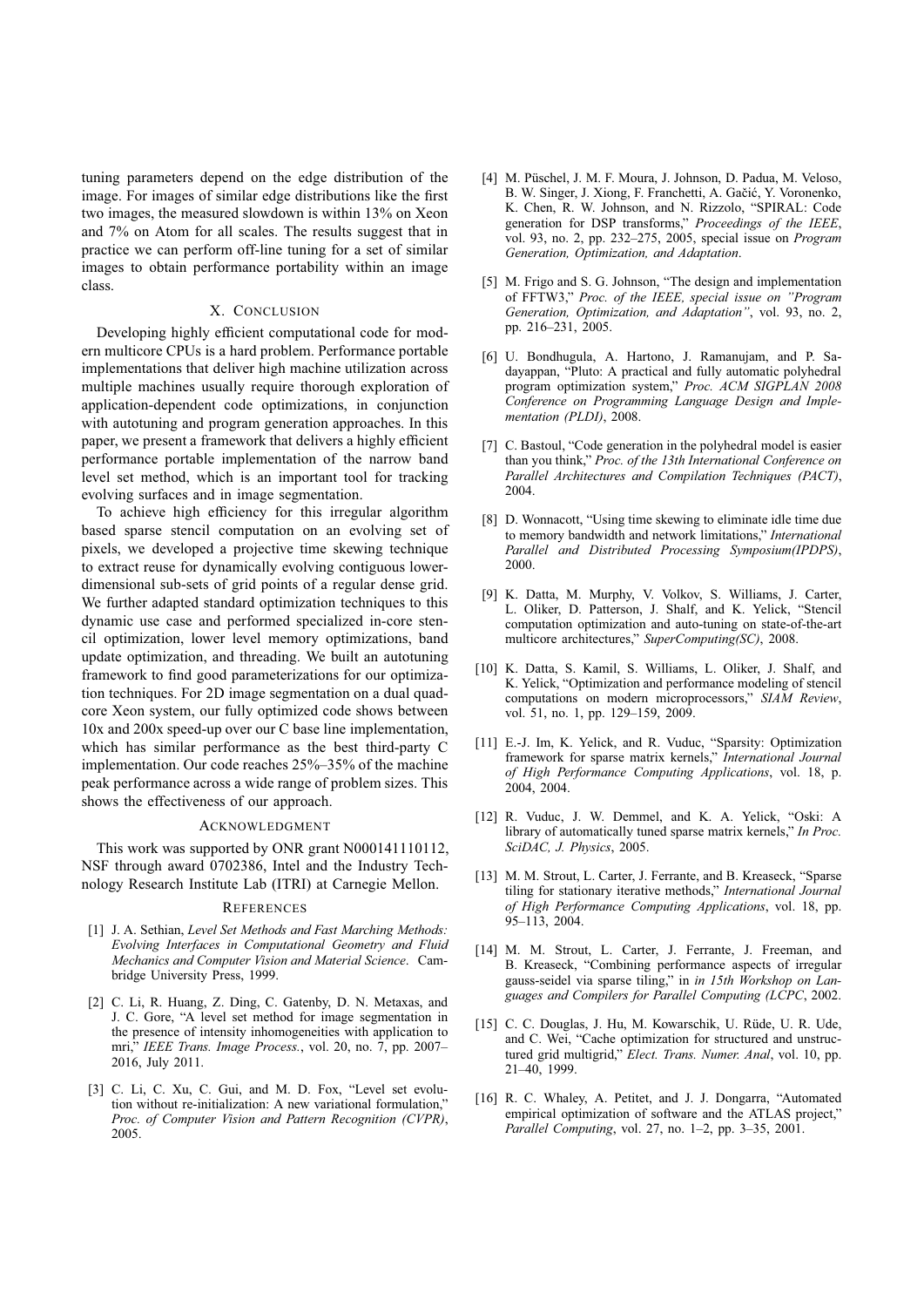tuning parameters depend on the edge distribution of the image. For images of similar edge distributions like the first two images, the measured slowdown is within 13% on Xeon and 7% on Atom for all scales. The results suggest that in practice we can perform off-line tuning for a set of similar images to obtain performance portability within an image class.

## X. Conclusion

Developing highly efficient computational code for modern multicore CPUs is a hard problem. Performance portable implementations that deliver high machine utilization across multiple machines usually require thorough exploration of application-dependent code optimizations, in conjunction with autotuning and program generation approaches. In this paper, we present a framework that delivers a highly efficient performance portable implementation of the narrow band level set method, which is an important tool for tracking evolving surfaces and in image segmentation.

To achieve high efficiency for this irregular algorithm based sparse stencil computation on an evolving set of pixels, we developed a projective time skewing technique to extract reuse for dynamically evolving contiguous lower-dimensional sub-sets of grid points of a regular dense grid. We further adapted standard optimization techniques to this dynamic use case and performed specialized in-core stencil optimization, lower level memory optimizations, band update optimization, and threading. We built an autotuning framework to find good parameterizations for our optimization techniques. For 2D image segmentation on a dual quad-core Xeon system, our fully optimized code shows between 10x and 200x speed-up over our C base line implementation, which has similar performance as the best third-party C implementation. Our code reaches 25%–35% of the machine peak performance across a wide range of problem sizes. This shows the effectiveness of our approach.

## Acknowledgment

This work was supported by ONR grant N000141110112, NSF through award 0702386, Intel and the Industry Technology Research Institute Lab (ITRI) at Carnegie Mellon.

## References

[1] J. A. Sethian, *Level Set Methods and Fast Marching Methods: Evolving Interfaces in Computational Geometry and Fluid Mechanics and Computer Vision and Material Science*. Cambridge University Press, 1999.

[2] C. Li, R. Huang, Z. Ding, C. Gatenby, D. N. Metaxas, and J. C. Gore, "A level set method for image segmentation in the presence of intensity inhomogeneities with application to mri," *IEEE Trans. Image Process.*, vol. 20, no. 7, pp. 2007–2016, July 2011.

[3] C. Li, C. Xu, C. Gui, and M. D. Fox, "Level set evolution without re-initialization: A new variational formulation," *Proc. of Computer Vision and Pattern Recognition (CVPR)*, 2005.

[4] M. Püschel, J. M. F. Moura, J. Johnson, D. Padua, M. Veloso, B. W. Singer, J. Xiong, F. Franchetti, A. Gačić, Y. Voronenko, K. Chen, R. W. Johnson, and N. Rizzolo, "SPIRAL: Code generation for DSP transforms," *Proceedings of the IEEE*, vol. 93, no. 2, pp. 232–275, 2005, special issue on *Program Generation, Optimization, and Adaptation*.

[5] M. Frigo and S. G. Johnson, "The design and implementation of FFTW3," *Proc. of the IEEE, special issue on "Program Generation, Optimization, and Adaptation"*, vol. 93, no. 2, pp. 216–231, 2005.

[6] U. Bondhugula, A. Hartono, J. Ramanujam, and P. Sadayappan, "Pluto: A practical and fully automatic polyhedral program optimization system," *Proc. ACM SIGPLAN 2008 Conference on Programming Language Design and Implementation (PLDI)*, 2008.

[7] C. Bastoul, "Code generation in the polyhedral model is easier than you think," *Proc. of the 13th International Conference on Parallel Architectures and Compilation Techniques (PACT)*, 2004.

[8] D. Wonnacott, "Using time skewing to eliminate idle time due to memory bandwidth and network limitations," *International Parallel and Distributed Processing Symposium(IPDPS)*, 2000.

[9] K. Datta, M. Murphy, V. Volkov, S. Williams, J. Carter, L. Oliker, D. Patterson, J. Shalf, and K. Yelick, "Stencil computation optimization and auto-tuning on state-of-the-art multicore architectures," *SuperComputing(SC)*, 2008.

[10] K. Datta, S. Kamil, S. Williams, L. Oliker, J. Shalf, and K. Yelick, "Optimization and performance modeling of stencil computations on modern microprocessors," *SIAM Review*, vol. 51, no. 1, pp. 129–159, 2009.

[11] E.-J. Im, K. Yelick, and R. Vuduc, "Sparsity: Optimization framework for sparse matrix kernels," *International Journal of High Performance Computing Applications*, vol. 18, p. 2004, 2004.

[12] R. Vuduc, J. W. Demmel, and K. A. Yelick, "Oski: A library of automatically tuned sparse matrix kernels," *In Proc. SciDAC, J. Physics*, 2005.

[13] M. M. Strout, L. Carter, J. Ferrante, and B. Kreaseck, "Sparse tiling for stationary iterative methods," *International Journal of High Performance Computing Applications*, vol. 18, pp. 95–113, 2004.

[14] M. M. Strout, L. Carter, J. Ferrante, J. Freeman, and B. Kreaseck, "Combining performance aspects of irregular gauss-seidel via sparse tiling," in *in 15th Workshop on Languages and Compilers for Parallel Computing (LCPC*, 2002.

[15] C. C. Douglas, J. Hu, M. Kowarschik, U. Rüde, U. R. Ude, and C. Wei, "Cache optimization for structured and unstructured grid multigrid," *Elect. Trans. Numer. Anal*, vol. 10, pp. 21–40, 1999.

[16] R. C. Whaley, A. Petitet, and J. J. Dongarra, "Automated empirical optimization of software and the ATLAS project," *Parallel Computing*, vol. 27, no. 1–2, pp. 3–35, 2001.